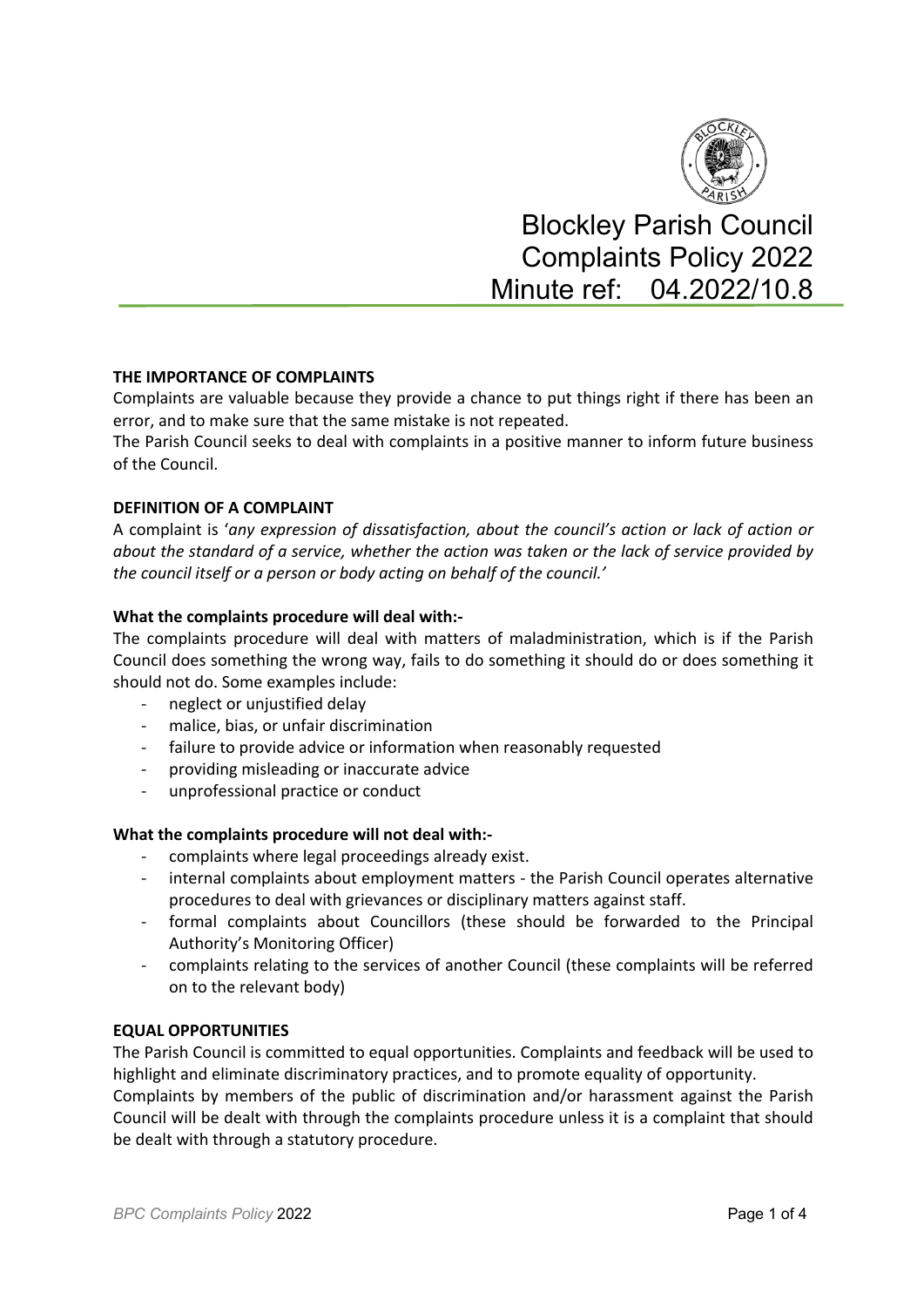# Blockley Parish Council
# Complaints Policy 2022
## Minute ref: 04.2022/10.8

**THE IMPORTANCE OF COMPLAINTS**

Complaints are valuable because they provide a chance to put things right if there has been an error, and to make sure that the same mistake is not repeated.

The Parish Council seeks to deal with complaints in a positive manner to inform future business of the Council.

**DEFINITION OF A COMPLAINT**

A complaint is '*any expression of dissatisfaction, about the council's action or lack of action or about the standard of a service, whether the action was taken or the lack of service provided by the council itself or a person or body acting on behalf of the council.*'

**What the complaints procedure will deal with:-**

The complaints procedure will deal with matters of maladministration, which is if the Parish Council does something the wrong way, fails to do something it should do or does something it should not do. Some examples include:

- neglect or unjustified delay
- malice, bias, or unfair discrimination
- failure to provide advice or information when reasonably requested
- providing misleading or inaccurate advice
- unprofessional practice or conduct

**What the complaints procedure will not deal with:-**

- complaints where legal proceedings already exist.
- internal complaints about employment matters - the Parish Council operates alternative procedures to deal with grievances or disciplinary matters against staff.
- formal complaints about Councillors (these should be forwarded to the Principal Authority's Monitoring Officer)
- complaints relating to the services of another Council (these complaints will be referred on to the relevant body)

**EQUAL OPPORTUNITIES**

The Parish Council is committed to equal opportunities. Complaints and feedback will be used to highlight and eliminate discriminatory practices, and to promote equality of opportunity.

Complaints by members of the public of discrimination and/or harassment against the Parish Council will be dealt with through the complaints procedure unless it is a complaint that should be dealt with through a statutory procedure.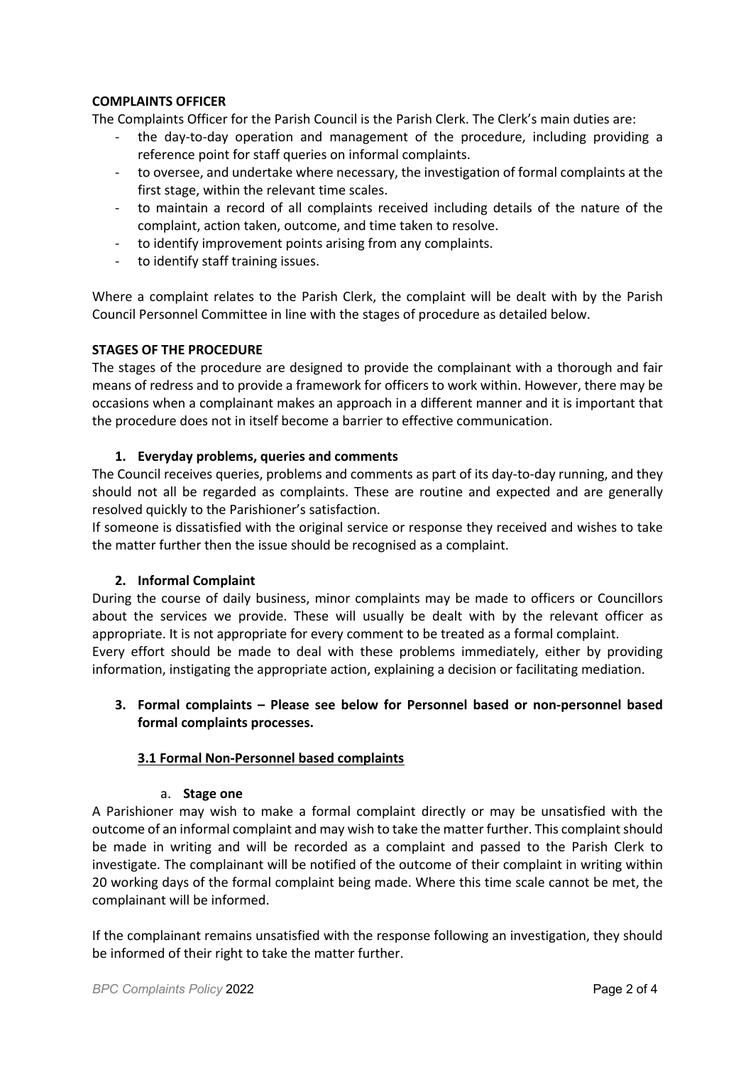**COMPLAINTS OFFICER**

The Complaints Officer for the Parish Council is the Parish Clerk. The Clerk's main duties are:

- the day-to-day operation and management of the procedure, including providing a reference point for staff queries on informal complaints.
- to oversee, and undertake where necessary, the investigation of formal complaints at the first stage, within the relevant time scales.
- to maintain a record of all complaints received including details of the nature of the complaint, action taken, outcome, and time taken to resolve.
- to identify improvement points arising from any complaints.
- to identify staff training issues.

Where a complaint relates to the Parish Clerk, the complaint will be dealt with by the Parish Council Personnel Committee in line with the stages of procedure as detailed below.

**STAGES OF THE PROCEDURE**

The stages of the procedure are designed to provide the complainant with a thorough and fair means of redress and to provide a framework for officers to work within. However, there may be occasions when a complainant makes an approach in a different manner and it is important that the procedure does not in itself become a barrier to effective communication.

1. **Everyday problems, queries and comments**

The Council receives queries, problems and comments as part of its day-to-day running, and they should not all be regarded as complaints. These are routine and expected and are generally resolved quickly to the Parishioner's satisfaction.

If someone is dissatisfied with the original service or response they received and wishes to take the matter further then the issue should be recognised as a complaint.

2. **Informal Complaint**

During the course of daily business, minor complaints may be made to officers or Councillors about the services we provide. These will usually be dealt with by the relevant officer as appropriate. It is not appropriate for every comment to be treated as a formal complaint.

Every effort should be made to deal with these problems immediately, either by providing information, instigating the appropriate action, explaining a decision or facilitating mediation.

3. **Formal complaints – Please see below for Personnel based or non-personnel based formal complaints processes.**

**3.1 Formal Non-Personnel based complaints**

a. **Stage one**

A Parishioner may wish to make a formal complaint directly or may be unsatisfied with the outcome of an informal complaint and may wish to take the matter further. This complaint should be made in writing and will be recorded as a complaint and passed to the Parish Clerk to investigate. The complainant will be notified of the outcome of their complaint in writing within 20 working days of the formal complaint being made. Where this time scale cannot be met, the complainant will be informed.

If the complainant remains unsatisfied with the response following an investigation, they should be informed of their right to take the matter further.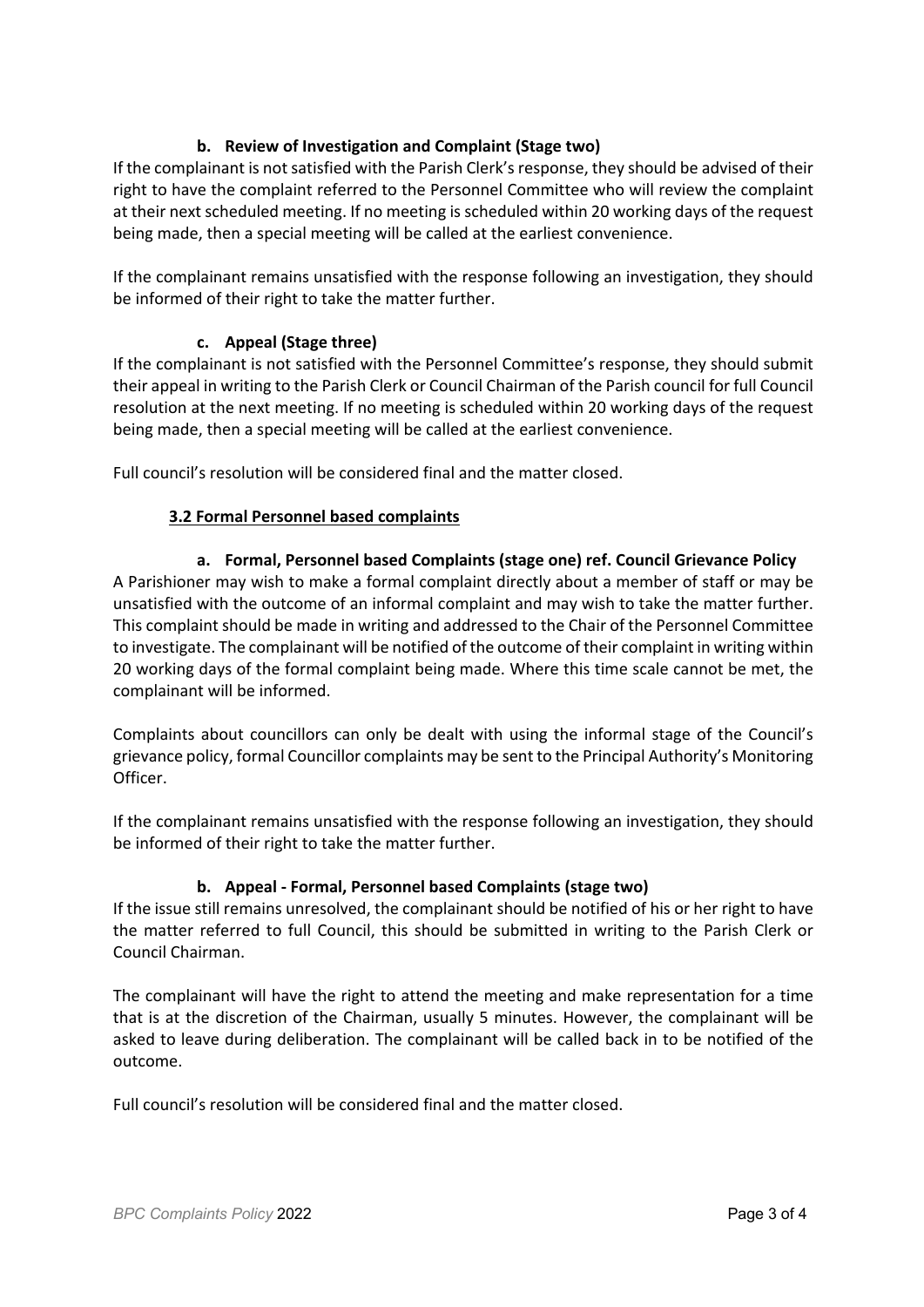### b. Review of Investigation and Complaint (Stage two)

If the complainant is not satisfied with the Parish Clerk's response, they should be advised of their right to have the complaint referred to the Personnel Committee who will review the complaint at their next scheduled meeting. If no meeting is scheduled within 20 working days of the request being made, then a special meeting will be called at the earliest convenience.

If the complainant remains unsatisfied with the response following an investigation, they should be informed of their right to take the matter further.

### c. Appeal (Stage three)

If the complainant is not satisfied with the Personnel Committee's response, they should submit their appeal in writing to the Parish Clerk or Council Chairman of the Parish council for full Council resolution at the next meeting. If no meeting is scheduled within 20 working days of the request being made, then a special meeting will be called at the earliest convenience.

Full council's resolution will be considered final and the matter closed.

## 3.2 Formal Personnel based complaints

### a. Formal, Personnel based Complaints (stage one) ref. Council Grievance Policy

A Parishioner may wish to make a formal complaint directly about a member of staff or may be unsatisfied with the outcome of an informal complaint and may wish to take the matter further. This complaint should be made in writing and addressed to the Chair of the Personnel Committee to investigate. The complainant will be notified of the outcome of their complaint in writing within 20 working days of the formal complaint being made. Where this time scale cannot be met, the complainant will be informed.

Complaints about councillors can only be dealt with using the informal stage of the Council's grievance policy, formal Councillor complaints may be sent to the Principal Authority's Monitoring Officer.

If the complainant remains unsatisfied with the response following an investigation, they should be informed of their right to take the matter further.

### b. Appeal - Formal, Personnel based Complaints (stage two)

If the issue still remains unresolved, the complainant should be notified of his or her right to have the matter referred to full Council, this should be submitted in writing to the Parish Clerk or Council Chairman.

The complainant will have the right to attend the meeting and make representation for a time that is at the discretion of the Chairman, usually 5 minutes. However, the complainant will be asked to leave during deliberation. The complainant will be called back in to be notified of the outcome.

Full council's resolution will be considered final and the matter closed.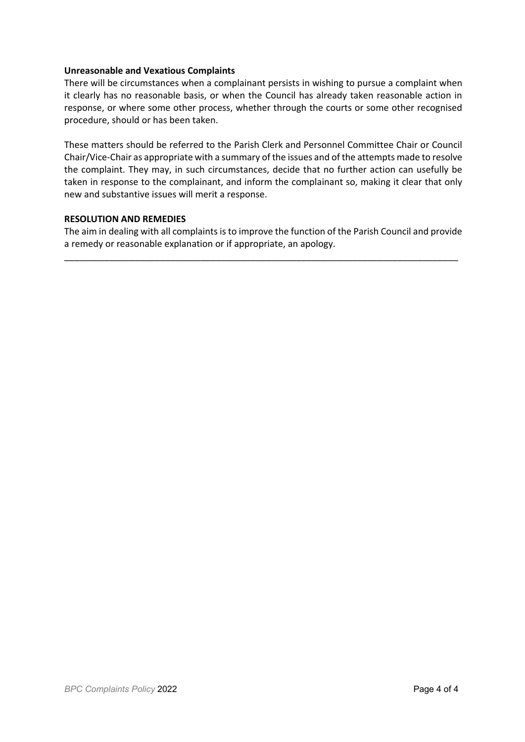**Unreasonable and Vexatious Complaints**

There will be circumstances when a complainant persists in wishing to pursue a complaint when it clearly has no reasonable basis, or when the Council has already taken reasonable action in response, or where some other process, whether through the courts or some other recognised procedure, should or has been taken.

These matters should be referred to the Parish Clerk and Personnel Committee Chair or Council Chair/Vice-Chair as appropriate with a summary of the issues and of the attempts made to resolve the complaint. They may, in such circumstances, decide that no further action can usefully be taken in response to the complainant, and inform the complainant so, making it clear that only new and substantive issues will merit a response.

**RESOLUTION AND REMEDIES**

The aim in dealing with all complaints is to improve the function of the Parish Council and provide a remedy or reasonable explanation or if appropriate, an apology.

---